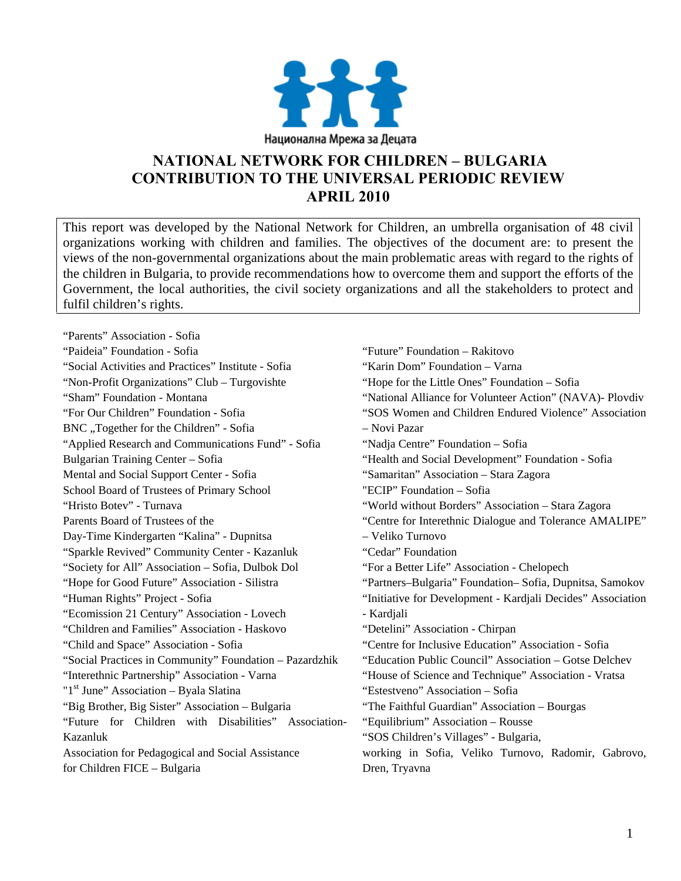Национална Мрежа за Децата

# NATIONAL NETWORK FOR CHILDREN – BULGARIA CONTRIBUTION TO THE UNIVERSAL PERIODIC REVIEW APRIL 2010

This report was developed by the National Network for Children, an umbrella organisation of 48 civil organizations working with children and families. The objectives of the document are: to present the views of the non-governmental organizations about the main problematic areas with regard to the rights of the children in Bulgaria, to provide recommendations how to overcome them and support the efforts of the Government, the local authorities, the civil society organizations and all the stakeholders to protect and fulfil children's rights.

"Parents" Association - Sofia
"Paideia" Foundation - Sofia
"Social Activities and Practices" Institute - Sofia
"Non-Profit Organizations" Club – Turgovishte
"Sham" Foundation - Montana
"For Our Children" Foundation - Sofia
BNC „Together for the Children" - Sofia
"Applied Research and Communications Fund" - Sofia
Bulgarian Training Center – Sofia
Mental and Social Support Center - Sofia
School Board of Trustees of Primary School "Hristo Botev" - Turnava
Parents Board of Trustees of the Day-Time Kindergarten "Kalina" - Dupnitsa
"Sparkle Revived" Community Center - Kazanluk
"Society for All" Association – Sofia, Dulbok Dol
"Hope for Good Future" Association - Silistra
"Human Rights" Project - Sofia
"Ecomission 21 Century" Association - Lovech
"Children and Families" Association - Haskovo
"Child and Space" Association - Sofia
"Social Practices in Community" Foundation – Pazardzhik
"Interethnic Partnership" Association - Varna
"1st June" Association – Byala Slatina
"Big Brother, Big Sister" Association – Bulgaria
"Future for Children with Disabilities" Association-Kazanluk
Association for Pedagogical and Social Assistance for Children FICE – Bulgaria
"Future" Foundation – Rakitovo
"Karin Dom" Foundation – Varna
"Hope for the Little Ones" Foundation – Sofia
"National Alliance for Volunteer Action" (NAVA)- Plovdiv
"SOS Women and Children Endured Violence" Association – Novi Pazar
"Nadja Centre" Foundation – Sofia
"Health and Social Development" Foundation - Sofia
"Samaritan" Association – Stara Zagora
"ECIP" Foundation – Sofia
"World without Borders" Association – Stara Zagora
"Centre for Interethnic Dialogue and Tolerance AMALIPE" – Veliko Turnovo
"Cedar" Foundation
"For a Better Life" Association - Chelopech
"Partners–Bulgaria" Foundation– Sofia, Dupnitsa, Samokov
"Initiative for Development - Kardjali Decides" Association - Kardjali
"Detelini" Association - Chirpan
"Centre for Inclusive Education" Association - Sofia
"Education Public Council" Association – Gotse Delchev
"House of Science and Technique" Association - Vratsa
"Estestveno" Association – Sofia
"The Faithful Guardian" Association – Bourgas
"Equilibrium" Association – Rousse
"SOS Children's Villages" - Bulgaria, working in Sofia, Veliko Turnovo, Radomir, Gabrovo, Dren, Tryavna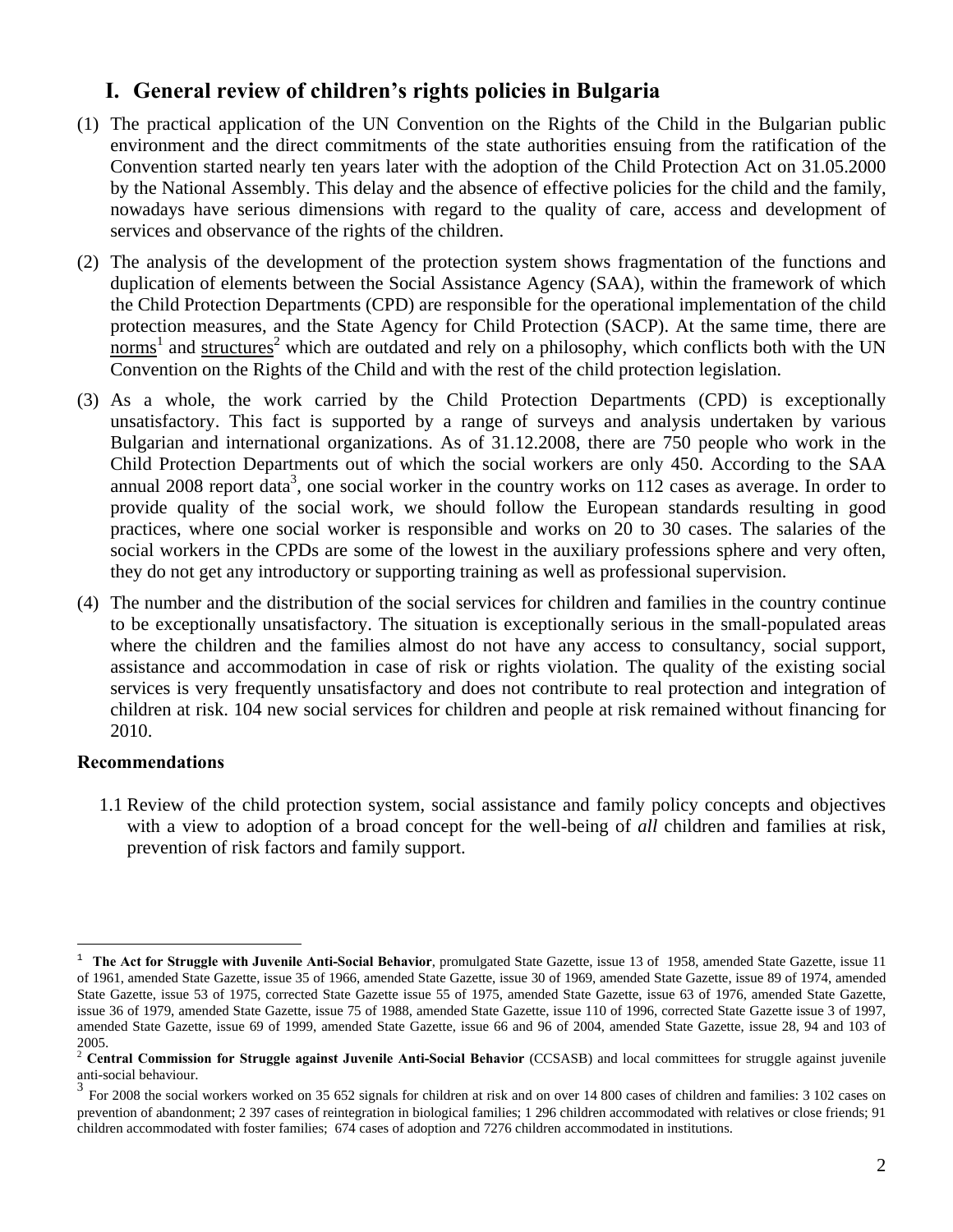## I. General review of children's rights policies in Bulgaria

(1) The practical application of the UN Convention on the Rights of the Child in the Bulgarian public environment and the direct commitments of the state authorities ensuing from the ratification of the Convention started nearly ten years later with the adoption of the Child Protection Act on 31.05.2000 by the National Assembly. This delay and the absence of effective policies for the child and the family, nowadays have serious dimensions with regard to the quality of care, access and development of services and observance of the rights of the children.

(2) The analysis of the development of the protection system shows fragmentation of the functions and duplication of elements between the Social Assistance Agency (SAA), within the framework of which the Child Protection Departments (CPD) are responsible for the operational implementation of the child protection measures, and the State Agency for Child Protection (SACP). At the same time, there are norms[1] and structures[2] which are outdated and rely on a philosophy, which conflicts both with the UN Convention on the Rights of the Child and with the rest of the child protection legislation.

(3) As a whole, the work carried by the Child Protection Departments (CPD) is exceptionally unsatisfactory. This fact is supported by a range of surveys and analysis undertaken by various Bulgarian and international organizations. As of 31.12.2008, there are 750 people who work in the Child Protection Departments out of which the social workers are only 450. According to the SAA annual 2008 report data[3], one social worker in the country works on 112 cases as average. In order to provide quality of the social work, we should follow the European standards resulting in good practices, where one social worker is responsible and works on 20 to 30 cases. The salaries of the social workers in the CPDs are some of the lowest in the auxiliary professions sphere and very often, they do not get any introductory or supporting training as well as professional supervision.

(4) The number and the distribution of the social services for children and families in the country continue to be exceptionally unsatisfactory. The situation is exceptionally serious in the small-populated areas where the children and the families almost do not have any access to consultancy, social support, assistance and accommodation in case of risk or rights violation. The quality of the existing social services is very frequently unsatisfactory and does not contribute to real protection and integration of children at risk. 104 new social services for children and people at risk remained without financing for 2010.

**Recommendations**

1.1 Review of the child protection system, social assistance and family policy concepts and objectives with a view to adoption of a broad concept for the well-being of *all* children and families at risk, prevention of risk factors and family support.

---

[1] **The Act for Struggle with Juvenile Anti-Social Behavior**, promulgated State Gazette, issue 13 of 1958, amended State Gazette, issue 11 of 1961, amended State Gazette, issue 35 of 1966, amended State Gazette, issue 30 of 1969, amended State Gazette, issue 89 of 1974, amended State Gazette, issue 53 of 1975, corrected State Gazette issue 55 of 1975, amended State Gazette, issue 63 of 1976, amended State Gazette, issue 36 of 1979, amended State Gazette, issue 75 of 1988, amended State Gazette, issue 110 of 1996, corrected State Gazette issue 3 of 1997, amended State Gazette, issue 69 of 1999, amended State Gazette, issue 66 and 96 of 2004, amended State Gazette, issue 28, 94 and 103 of 2005.

[2] **Central Commission for Struggle against Juvenile Anti-Social Behavior** (CCSASB) and local committees for struggle against juvenile anti-social behaviour.

[3] For 2008 the social workers worked on 35 652 signals for children at risk and on over 14 800 cases of children and families: 3 102 cases on prevention of abandonment; 2 397 cases of reintegration in biological families; 1 296 children accommodated with relatives or close friends; 91 children accommodated with foster families; 674 cases of adoption and 7276 children accommodated in institutions.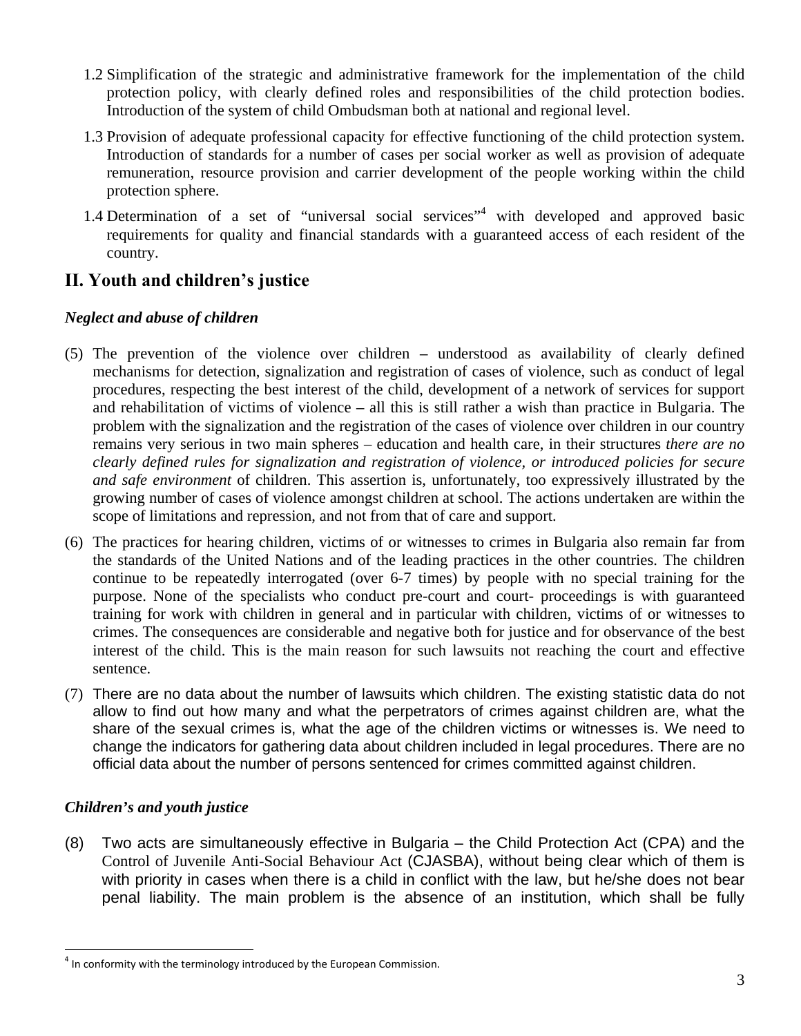1.2 Simplification of the strategic and administrative framework for the implementation of the child protection policy, with clearly defined roles and responsibilities of the child protection bodies. Introduction of the system of child Ombudsman both at national and regional level.

1.3 Provision of adequate professional capacity for effective functioning of the child protection system. Introduction of standards for a number of cases per social worker as well as provision of adequate remuneration, resource provision and carrier development of the people working within the child protection sphere.

1.4 Determination of a set of "universal social services"[4] with developed and approved basic requirements for quality and financial standards with a guaranteed access of each resident of the country.

## II. Youth and children's justice

### *Neglect and abuse of children*

(5) The prevention of the violence over children – understood as availability of clearly defined mechanisms for detection, signalization and registration of cases of violence, such as conduct of legal procedures, respecting the best interest of the child, development of a network of services for support and rehabilitation of victims of violence – all this is still rather a wish than practice in Bulgaria. The problem with the signalization and the registration of the cases of violence over children in our country remains very serious in two main spheres – education and health care, in their structures *there are no clearly defined rules for signalization and registration of violence, or introduced policies for secure and safe environment* of children. This assertion is, unfortunately, too expressively illustrated by the growing number of cases of violence amongst children at school. The actions undertaken are within the scope of limitations and repression, and not from that of care and support.

(6) The practices for hearing children, victims of or witnesses to crimes in Bulgaria also remain far from the standards of the United Nations and of the leading practices in the other countries. The children continue to be repeatedly interrogated (over 6-7 times) by people with no special training for the purpose. None of the specialists who conduct pre-court and court- proceedings is with guaranteed training for work with children in general and in particular with children, victims of or witnesses to crimes. The consequences are considerable and negative both for justice and for observance of the best interest of the child. This is the main reason for such lawsuits not reaching the court and effective sentence.

(7) There are no data about the number of lawsuits which children. The existing statistic data do not allow to find out how many and what the perpetrators of crimes against children are, what the share of the sexual crimes is, what the age of the children victims or witnesses is. We need to change the indicators for gathering data about children included in legal procedures. There are no official data about the number of persons sentenced for crimes committed against children.

### *Children's and youth justice*

(8) Two acts are simultaneously effective in Bulgaria – the Child Protection Act (CPA) and the Control of Juvenile Anti-Social Behaviour Act (CJASBA), without being clear which of them is with priority in cases when there is a child in conflict with the law, but he/she does not bear penal liability. The main problem is the absence of an institution, which shall be fully

---

[4] In conformity with the terminology introduced by the European Commission.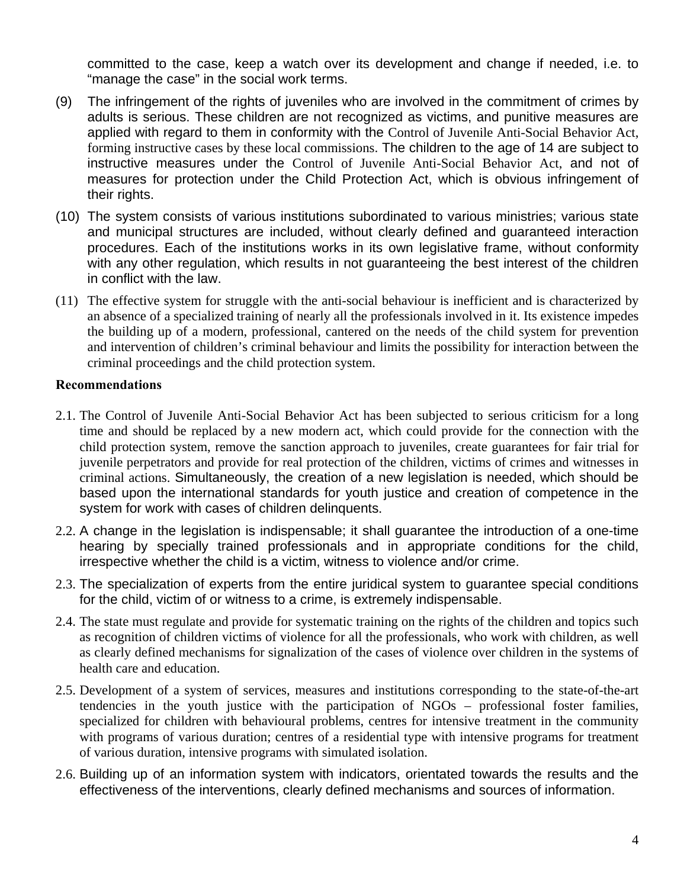committed to the case, keep a watch over its development and change if needed, i.e. to "manage the case" in the social work terms.

(9) The infringement of the rights of juveniles who are involved in the commitment of crimes by adults is serious. These children are not recognized as victims, and punitive measures are applied with regard to them in conformity with the Control of Juvenile Anti-Social Behavior Act, forming instructive cases by these local commissions. The children to the age of 14 are subject to instructive measures under the Control of Juvenile Anti-Social Behavior Act, and not of measures for protection under the Child Protection Act, which is obvious infringement of their rights.

(10) The system consists of various institutions subordinated to various ministries; various state and municipal structures are included, without clearly defined and guaranteed interaction procedures. Each of the institutions works in its own legislative frame, without conformity with any other regulation, which results in not guaranteeing the best interest of the children in conflict with the law.

(11) The effective system for struggle with the anti-social behaviour is inefficient and is characterized by an absence of a specialized training of nearly all the professionals involved in it. Its existence impedes the building up of a modern, professional, cantered on the needs of the child system for prevention and intervention of children's criminal behaviour and limits the possibility for interaction between the criminal proceedings and the child protection system.

**Recommendations**

2.1. The Control of Juvenile Anti-Social Behavior Act has been subjected to serious criticism for a long time and should be replaced by a new modern act, which could provide for the connection with the child protection system, remove the sanction approach to juveniles, create guarantees for fair trial for juvenile perpetrators and provide for real protection of the children, victims of crimes and witnesses in criminal actions. Simultaneously, the creation of a new legislation is needed, which should be based upon the international standards for youth justice and creation of competence in the system for work with cases of children delinquents.

2.2. A change in the legislation is indispensable; it shall guarantee the introduction of a one-time hearing by specially trained professionals and in appropriate conditions for the child, irrespective whether the child is a victim, witness to violence and/or crime.

2.3. The specialization of experts from the entire juridical system to guarantee special conditions for the child, victim of or witness to a crime, is extremely indispensable.

2.4. The state must regulate and provide for systematic training on the rights of the children and topics such as recognition of children victims of violence for all the professionals, who work with children, as well as clearly defined mechanisms for signalization of the cases of violence over children in the systems of health care and education.

2.5. Development of a system of services, measures and institutions corresponding to the state-of-the-art tendencies in the youth justice with the participation of NGOs – professional foster families, specialized for children with behavioural problems, centres for intensive treatment in the community with programs of various duration; centres of a residential type with intensive programs for treatment of various duration, intensive programs with simulated isolation.

2.6. Building up of an information system with indicators, orientated towards the results and the effectiveness of the interventions, clearly defined mechanisms and sources of information.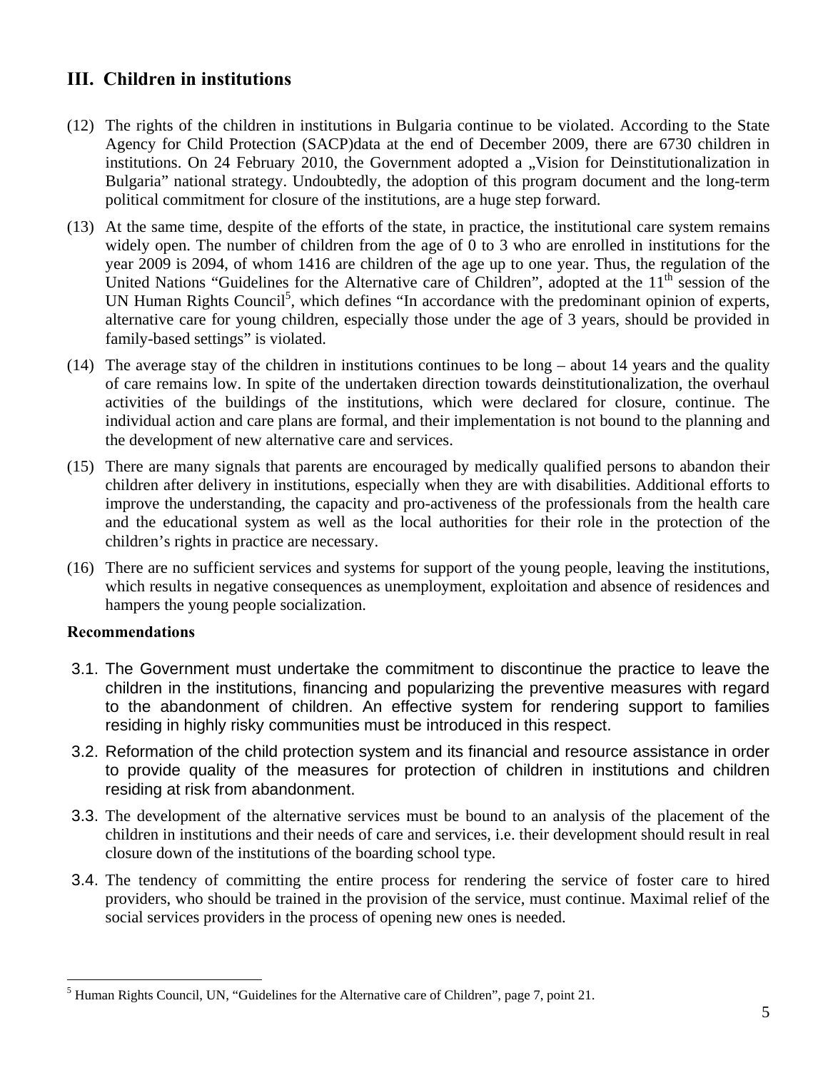## III. Children in institutions

(12) The rights of the children in institutions in Bulgaria continue to be violated. According to the State Agency for Child Protection (SACP)data at the end of December 2009, there are 6730 children in institutions. On 24 February 2010, the Government adopted a „Vision for Deinstitutionalization in Bulgaria" national strategy. Undoubtedly, the adoption of this program document and the long-term political commitment for closure of the institutions, are a huge step forward.

(13) At the same time, despite of the efforts of the state, in practice, the institutional care system remains widely open. The number of children from the age of 0 to 3 who are enrolled in institutions for the year 2009 is 2094, of whom 1416 are children of the age up to one year. Thus, the regulation of the United Nations "Guidelines for the Alternative care of Children", adopted at the 11th session of the UN Human Rights Council[5], which defines "In accordance with the predominant opinion of experts, alternative care for young children, especially those under the age of 3 years, should be provided in family-based settings" is violated.

(14) The average stay of the children in institutions continues to be long – about 14 years and the quality of care remains low. In spite of the undertaken direction towards deinstitutionalization, the overhaul activities of the buildings of the institutions, which were declared for closure, continue. The individual action and care plans are formal, and their implementation is not bound to the planning and the development of new alternative care and services.

(15) There are many signals that parents are encouraged by medically qualified persons to abandon their children after delivery in institutions, especially when they are with disabilities. Additional efforts to improve the understanding, the capacity and pro-activeness of the professionals from the health care and the educational system as well as the local authorities for their role in the protection of the children's rights in practice are necessary.

(16) There are no sufficient services and systems for support of the young people, leaving the institutions, which results in negative consequences as unemployment, exploitation and absence of residences and hampers the young people socialization.

**Recommendations**

3.1. The Government must undertake the commitment to discontinue the practice to leave the children in the institutions, financing and popularizing the preventive measures with regard to the abandonment of children. An effective system for rendering support to families residing in highly risky communities must be introduced in this respect.

3.2. Reformation of the child protection system and its financial and resource assistance in order to provide quality of the measures for protection of children in institutions and children residing at risk from abandonment.

3.3. The development of the alternative services must be bound to an analysis of the placement of the children in institutions and their needs of care and services, i.e. their development should result in real closure down of the institutions of the boarding school type.

3.4. The tendency of committing the entire process for rendering the service of foster care to hired providers, who should be trained in the provision of the service, must continue. Maximal relief of the social services providers in the process of opening new ones is needed.

---

[5] Human Rights Council, UN, "Guidelines for the Alternative care of Children", page 7, point 21.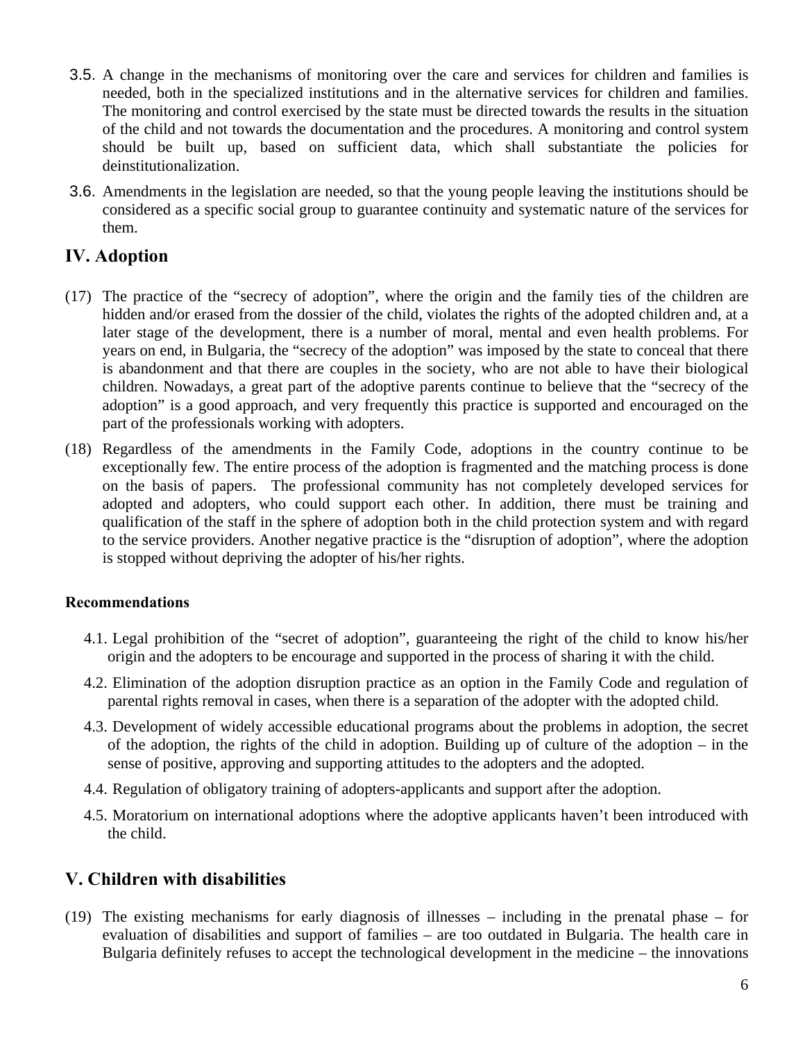3.5. A change in the mechanisms of monitoring over the care and services for children and families is needed, both in the specialized institutions and in the alternative services for children and families. The monitoring and control exercised by the state must be directed towards the results in the situation of the child and not towards the documentation and the procedures. A monitoring and control system should be built up, based on sufficient data, which shall substantiate the policies for deinstitutionalization.

3.6. Amendments in the legislation are needed, so that the young people leaving the institutions should be considered as a specific social group to guarantee continuity and systematic nature of the services for them.

## IV. Adoption

(17) The practice of the "secrecy of adoption", where the origin and the family ties of the children are hidden and/or erased from the dossier of the child, violates the rights of the adopted children and, at a later stage of the development, there is a number of moral, mental and even health problems. For years on end, in Bulgaria, the "secrecy of the adoption" was imposed by the state to conceal that there is abandonment and that there are couples in the society, who are not able to have their biological children. Nowadays, a great part of the adoptive parents continue to believe that the "secrecy of the adoption" is a good approach, and very frequently this practice is supported and encouraged on the part of the professionals working with adopters.

(18) Regardless of the amendments in the Family Code, adoptions in the country continue to be exceptionally few. The entire process of the adoption is fragmented and the matching process is done on the basis of papers. The professional community has not completely developed services for adopted and adopters, who could support each other. In addition, there must be training and qualification of the staff in the sphere of adoption both in the child protection system and with regard to the service providers. Another negative practice is the "disruption of adoption", where the adoption is stopped without depriving the adopter of his/her rights.

**Recommendations**

4.1. Legal prohibition of the "secret of adoption", guaranteeing the right of the child to know his/her origin and the adopters to be encourage and supported in the process of sharing it with the child.

4.2. Elimination of the adoption disruption practice as an option in the Family Code and regulation of parental rights removal in cases, when there is a separation of the adopter with the adopted child.

4.3. Development of widely accessible educational programs about the problems in adoption, the secret of the adoption, the rights of the child in adoption. Building up of culture of the adoption – in the sense of positive, approving and supporting attitudes to the adopters and the adopted.

4.4. Regulation of obligatory training of adopters-applicants and support after the adoption.

4.5. Moratorium on international adoptions where the adoptive applicants haven't been introduced with the child.

## V. Children with disabilities

(19) The existing mechanisms for early diagnosis of illnesses – including in the prenatal phase – for evaluation of disabilities and support of families – are too outdated in Bulgaria. The health care in Bulgaria definitely refuses to accept the technological development in the medicine – the innovations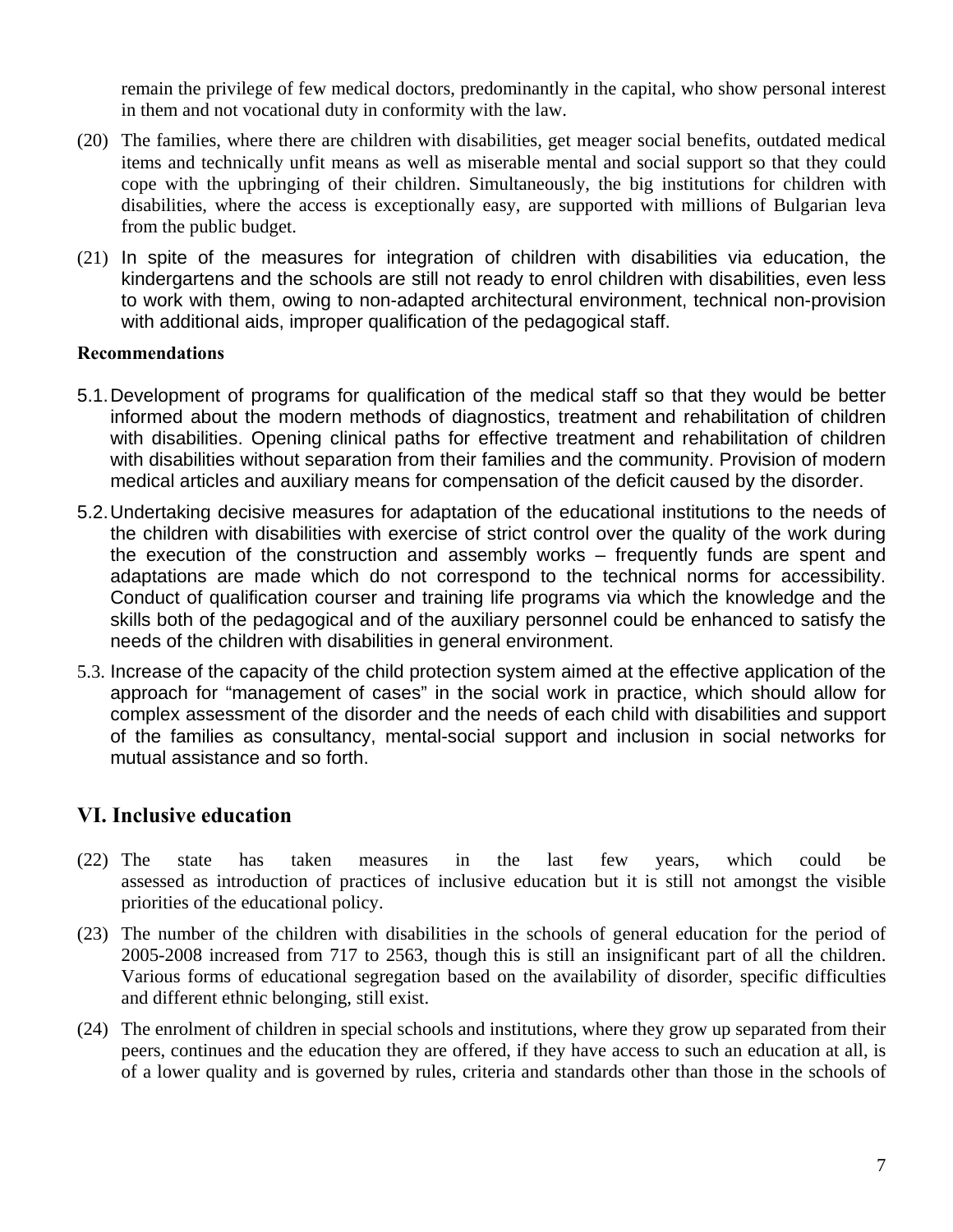remain the privilege of few medical doctors, predominantly in the capital, who show personal interest in them and not vocational duty in conformity with the law.

(20) The families, where there are children with disabilities, get meager social benefits, outdated medical items and technically unfit means as well as miserable mental and social support so that they could cope with the upbringing of their children. Simultaneously, the big institutions for children with disabilities, where the access is exceptionally easy, are supported with millions of Bulgarian leva from the public budget.

(21) In spite of the measures for integration of children with disabilities via education, the kindergartens and the schools are still not ready to enrol children with disabilities, even less to work with them, owing to non-adapted architectural environment, technical non-provision with additional aids, improper qualification of the pedagogical staff.

**Recommendations**

5.1. Development of programs for qualification of the medical staff so that they would be better informed about the modern methods of diagnostics, treatment and rehabilitation of children with disabilities. Opening clinical paths for effective treatment and rehabilitation of children with disabilities without separation from their families and the community. Provision of modern medical articles and auxiliary means for compensation of the deficit caused by the disorder.

5.2. Undertaking decisive measures for adaptation of the educational institutions to the needs of the children with disabilities with exercise of strict control over the quality of the work during the execution of the construction and assembly works – frequently funds are spent and adaptations are made which do not correspond to the technical norms for accessibility. Conduct of qualification courser and training life programs via which the knowledge and the skills both of the pedagogical and of the auxiliary personnel could be enhanced to satisfy the needs of the children with disabilities in general environment.

5.3. Increase of the capacity of the child protection system aimed at the effective application of the approach for "management of cases" in the social work in practice, which should allow for complex assessment of the disorder and the needs of each child with disabilities and support of the families as consultancy, mental-social support and inclusion in social networks for mutual assistance and so forth.

## VI. Inclusive education

(22) The state has taken measures in the last few years, which could be assessed as introduction of practices of inclusive education but it is still not amongst the visible priorities of the educational policy.

(23) The number of the children with disabilities in the schools of general education for the period of 2005-2008 increased from 717 to 2563, though this is still an insignificant part of all the children. Various forms of educational segregation based on the availability of disorder, specific difficulties and different ethnic belonging, still exist.

(24) The enrolment of children in special schools and institutions, where they grow up separated from their peers, continues and the education they are offered, if they have access to such an education at all, is of a lower quality and is governed by rules, criteria and standards other than those in the schools of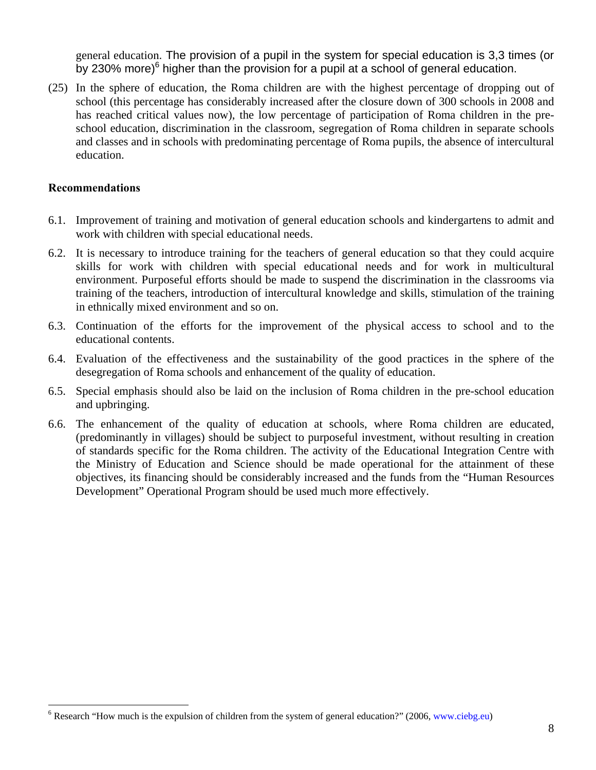general education. The provision of a pupil in the system for special education is 3,3 times (or by 230% more)[6] higher than the provision for a pupil at a school of general education.

(25) In the sphere of education, the Roma children are with the highest percentage of dropping out of school (this percentage has considerably increased after the closure down of 300 schools in 2008 and has reached critical values now), the low percentage of participation of Roma children in the pre-school education, discrimination in the classroom, segregation of Roma children in separate schools and classes and in schools with predominating percentage of Roma pupils, the absence of intercultural education.

**Recommendations**

6.1. Improvement of training and motivation of general education schools and kindergartens to admit and work with children with special educational needs.

6.2. It is necessary to introduce training for the teachers of general education so that they could acquire skills for work with children with special educational needs and for work in multicultural environment. Purposeful efforts should be made to suspend the discrimination in the classrooms via training of the teachers, introduction of intercultural knowledge and skills, stimulation of the training in ethnically mixed environment and so on.

6.3. Continuation of the efforts for the improvement of the physical access to school and to the educational contents.

6.4. Evaluation of the effectiveness and the sustainability of the good practices in the sphere of the desegregation of Roma schools and enhancement of the quality of education.

6.5. Special emphasis should also be laid on the inclusion of Roma children in the pre-school education and upbringing.

6.6. The enhancement of the quality of education at schools, where Roma children are educated, (predominantly in villages) should be subject to purposeful investment, without resulting in creation of standards specific for the Roma children. The activity of the Educational Integration Centre with the Ministry of Education and Science should be made operational for the attainment of these objectives, its financing should be considerably increased and the funds from the "Human Resources Development" Operational Program should be used much more effectively.

[6] Research "How much is the expulsion of children from the system of general education?" (2006, www.ciebg.eu)